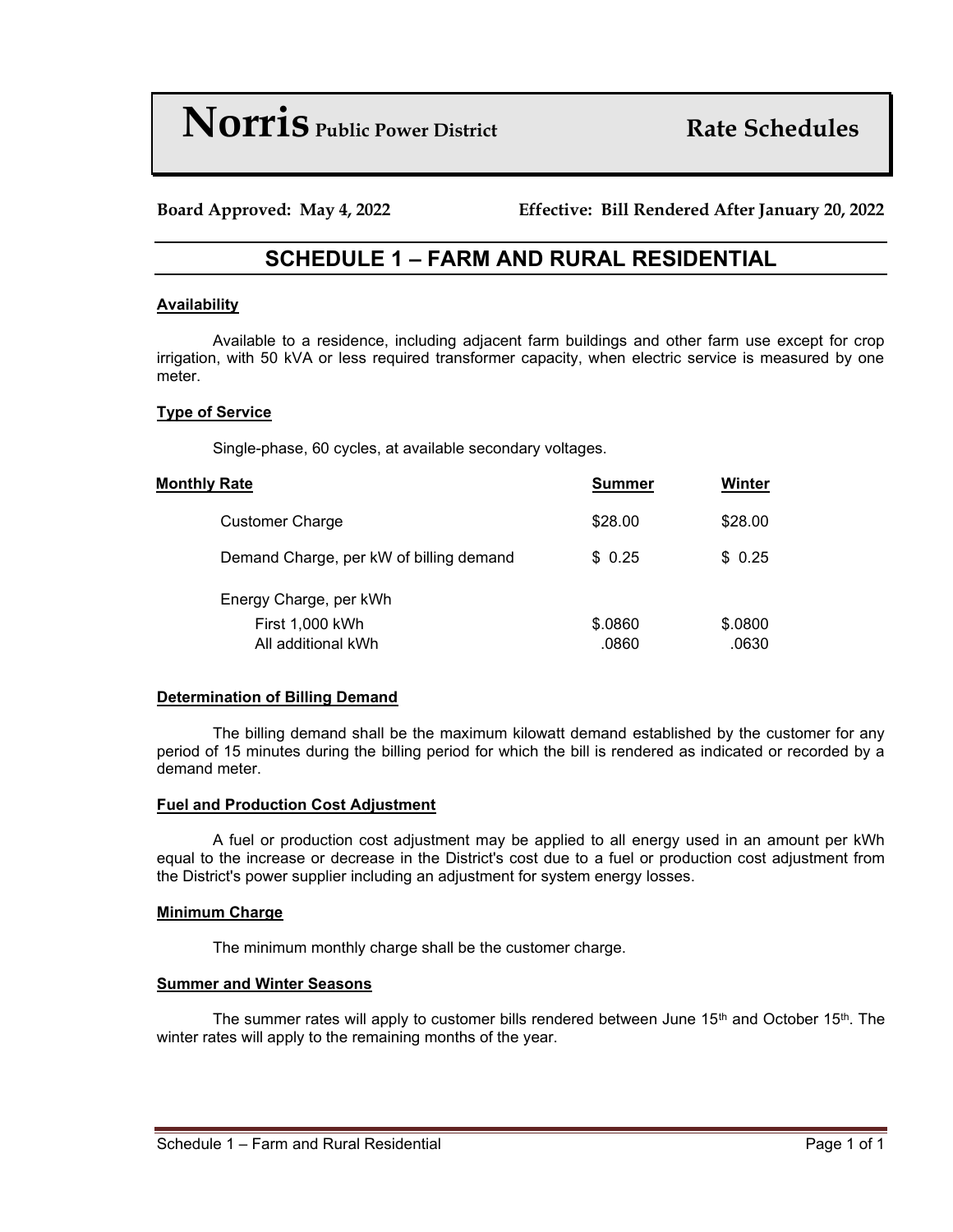# Norris Public Power District — Rate Schedules

**Board Approved: May 4, 2022** **Effective: Bill Rendered After January 20, 2022**

## SCHEDULE 1 – FARM AND RURAL RESIDENTIAL

### Availability

Available to a residence, including adjacent farm buildings and other farm use except for crop irrigation, with 50 kVA or less required transformer capacity, when electric service is measured by one meter.

### Type of Service

Single-phase, 60 cycles, at available secondary voltages.

### Monthly Rate

| | Summer | Winter |
|---|---|---|
| Customer Charge | $28.00 | $28.00 |
| Demand Charge, per kW of billing demand | $ 0.25 | $ 0.25 |
| Energy Charge, per kWh | | |
| First 1,000 kWh | $.0860 | $.0800 |
| All additional kWh | .0860 | .0630 |

### Determination of Billing Demand

The billing demand shall be the maximum kilowatt demand established by the customer for any period of 15 minutes during the billing period for which the bill is rendered as indicated or recorded by a demand meter.

### Fuel and Production Cost Adjustment

A fuel or production cost adjustment may be applied to all energy used in an amount per kWh equal to the increase or decrease in the District's cost due to a fuel or production cost adjustment from the District's power supplier including an adjustment for system energy losses.

### Minimum Charge

The minimum monthly charge shall be the customer charge.

### Summer and Winter Seasons

The summer rates will apply to customer bills rendered between June 15th and October 15th. The winter rates will apply to the remaining months of the year.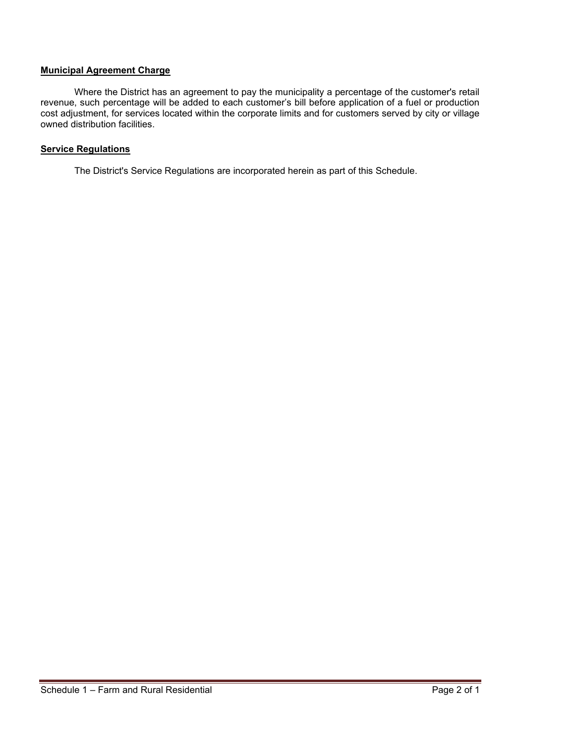**Municipal Agreement Charge**

Where the District has an agreement to pay the municipality a percentage of the customer's retail revenue, such percentage will be added to each customer's bill before application of a fuel or production cost adjustment, for services located within the corporate limits and for customers served by city or village owned distribution facilities.

**Service Regulations**

The District's Service Regulations are incorporated herein as part of this Schedule.